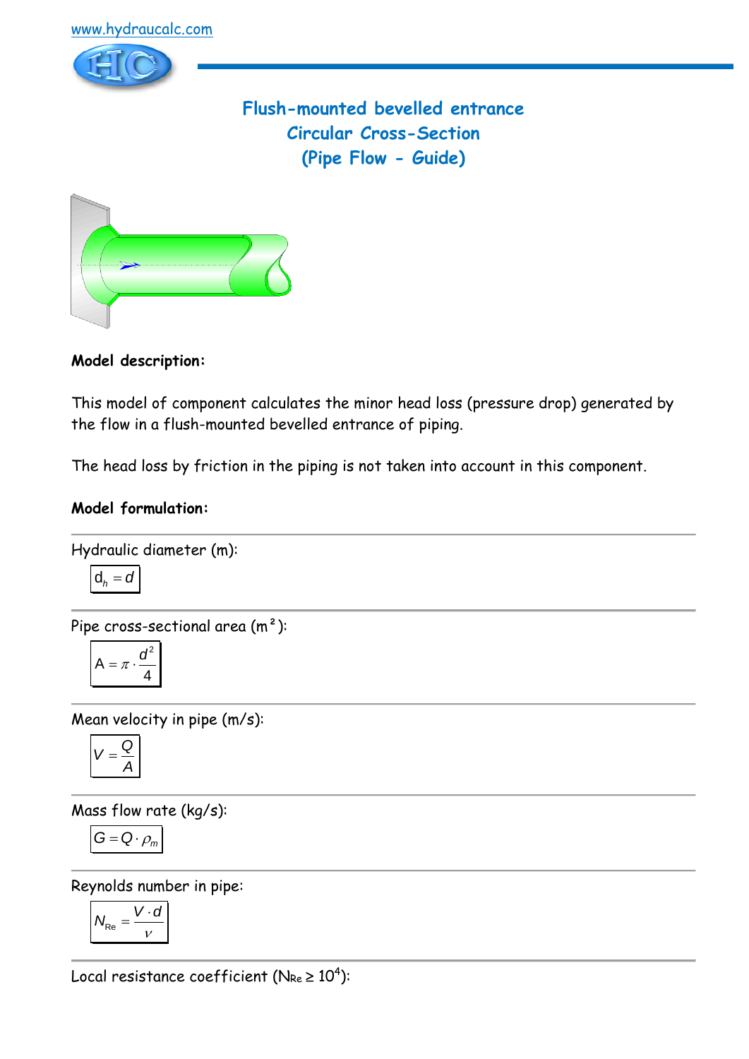www.hydraucalc.com

# Flush-mounted bevelled entrance
## Circular Cross-Section
## (Pipe Flow - Guide)

**Model description:**

This model of component calculates the minor head loss (pressure drop) generated by the flow in a flush-mounted bevelled entrance of piping.

The head loss by friction in the piping is not taken into account in this component.

**Model formulation:**

Hydraulic diameter (m):

$$d_h = d$$

Pipe cross-sectional area (m²):

$$A = \pi \cdot \frac{d^2}{4}$$

Mean velocity in pipe (m/s):

$$V = \frac{Q}{A}$$

Mass flow rate (kg/s):

$$G = Q \cdot \rho_m$$

Reynolds number in pipe:

$$N_{Re} = \frac{V \cdot d}{\nu}$$

Local resistance coefficient ($N_{Re} \geq 10^4$):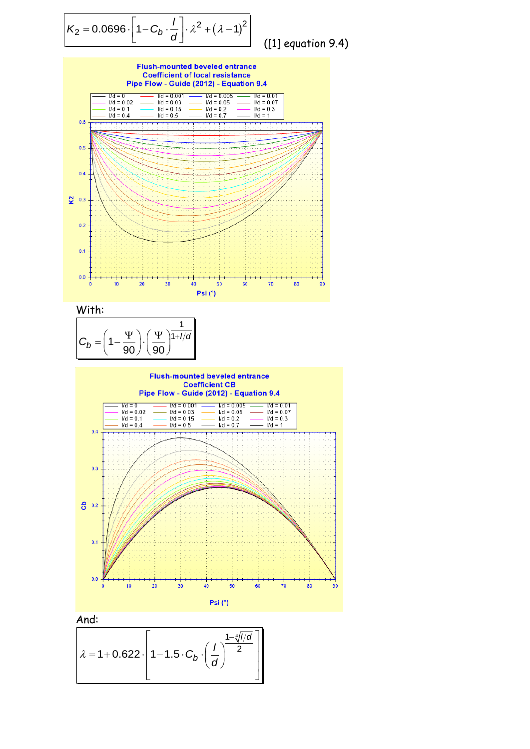$$K_2 = 0.0696 \cdot \left[1 - C_b \cdot \frac{l}{d}\right] \cdot \lambda^2 + (\lambda - 1)^2$$

([1] equation 9.4)

Flush-mounted beveled entrance
Coefficient of local resistance
Pipe Flow - Guide (2012) - Equation 9.4

l/d = 0, l/d = 0.001, l/d = 0.005, l/d = 0.01, l/d = 0.02, l/d = 0.03, l/d = 0.05, l/d = 0.07, l/d = 0.1, l/d = 0.15, l/d = 0.2, l/d = 0.3, l/d = 0.4, l/d = 0.5, l/d = 0.7, l/d = 1

K2

Psi (°)

With:

$$C_b = \left(1 - \frac{\Psi}{90}\right) \cdot \left(\frac{\Psi}{90}\right)^{\frac{1}{1+l/d}}$$

Flush-mounted beveled entrance
Coefficient CB
Pipe Flow - Guide (2012) - Equation 9.4

l/d = 0, l/d = 0.001, l/d = 0.005, l/d = 0.01, l/d = 0.02, l/d = 0.03, l/d = 0.05, l/d = 0.07, l/d = 0.1, l/d = 0.15, l/d = 0.2, l/d = 0.3, l/d = 0.4, l/d = 0.5, l/d = 0.7, l/d = 1

Cb

Psi (°)

And:

$$\lambda = 1 + 0.622 \cdot \left[1 - 1.5 \cdot C_b \cdot \left(\frac{l}{d}\right)^{\frac{1 - \sqrt[4]{l/d}}{2}}\right]$$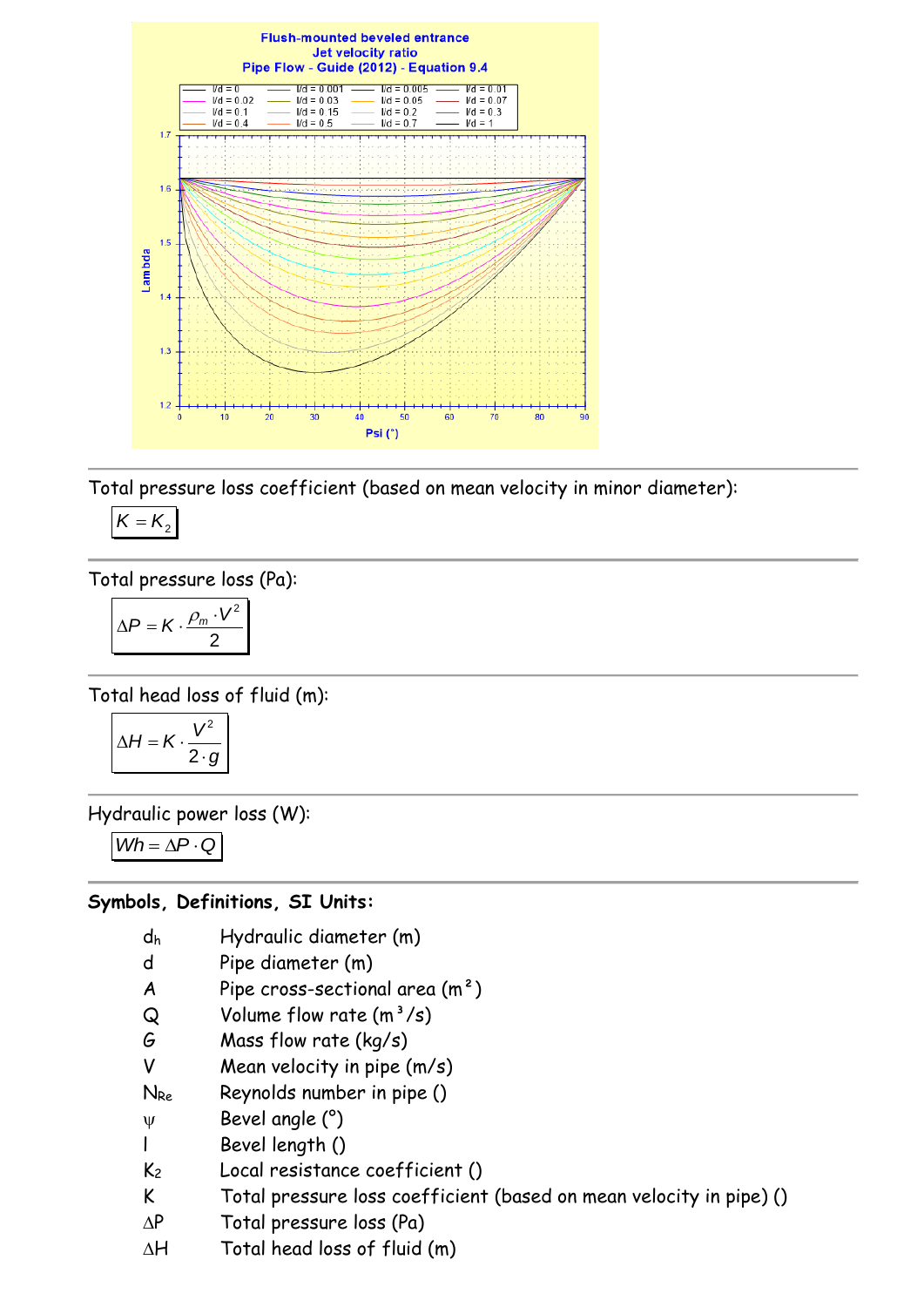Total pressure loss coefficient (based on mean velocity in minor diameter):

$$K = K_2$$

Total pressure loss (Pa):

$$\Delta P = K \cdot \frac{\rho_m \cdot V^2}{2}$$

Total head loss of fluid (m):

$$\Delta H = K \cdot \frac{V^2}{2 \cdot g}$$

Hydraulic power loss (W):

$$Wh = \Delta P \cdot Q$$

**Symbols, Definitions, SI Units:**

| | |
|---|---|
| $d_h$ | Hydraulic diameter (m) |
| $d$ | Pipe diameter (m) |
| $A$ | Pipe cross-sectional area (m²) |
| $Q$ | Volume flow rate (m³/s) |
| $G$ | Mass flow rate (kg/s) |
| $V$ | Mean velocity in pipe (m/s) |
| $N_{Re}$ | Reynolds number in pipe () |
| $\psi$ | Bevel angle (°) |
| $l$ | Bevel length () |
| $K_2$ | Local resistance coefficient () |
| $K$ | Total pressure loss coefficient (based on mean velocity in pipe) () |
| $\Delta P$ | Total pressure loss (Pa) |
| $\Delta H$ | Total head loss of fluid (m) |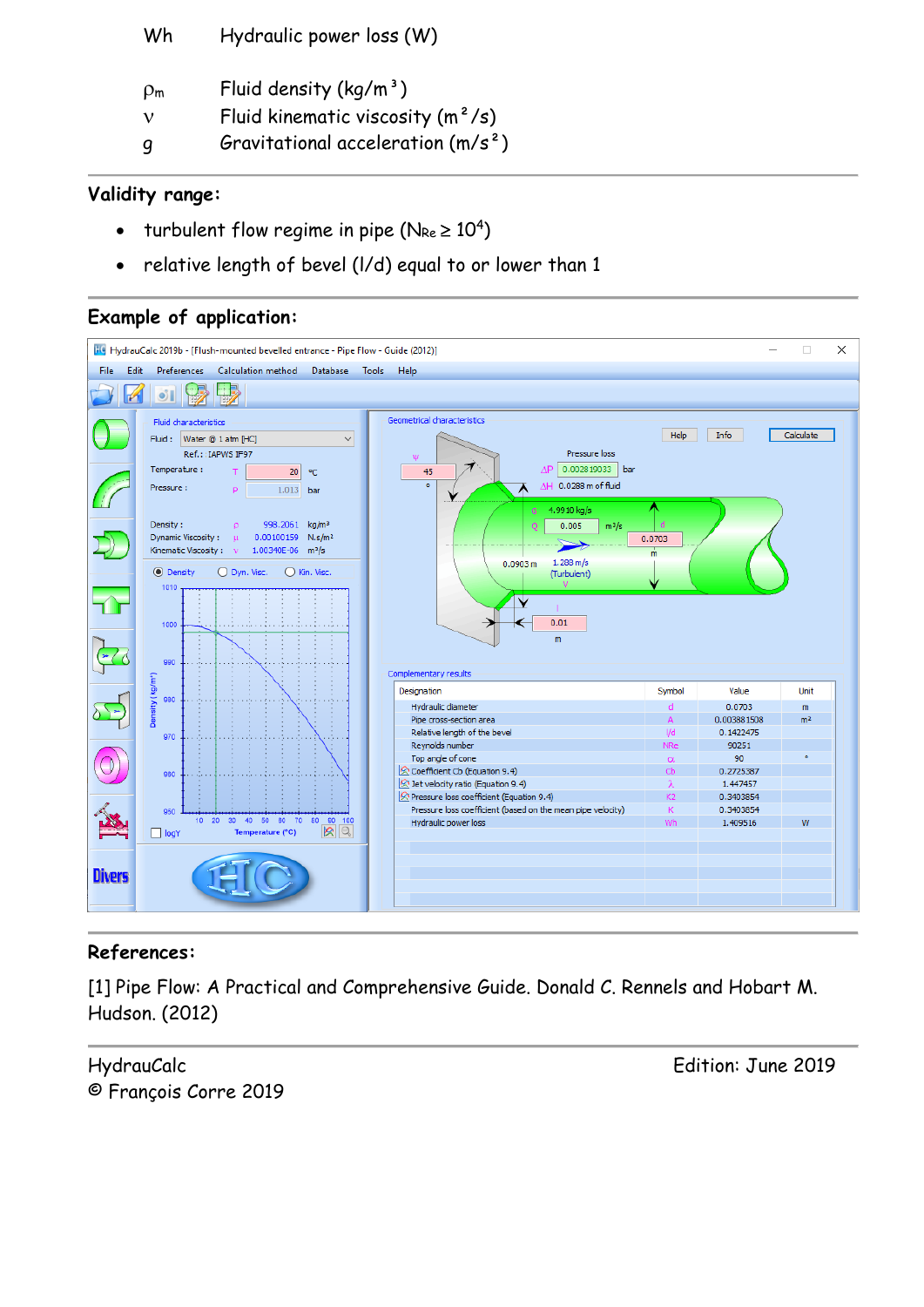| | |
|---|---|
| Wh | Hydraulic power loss (W) |
| $\rho_m$ | Fluid density (kg/m³) |
| $\nu$ | Fluid kinematic viscosity (m²/s) |
| $g$ | Gravitational acceleration (m/s²) |

## Validity range:

- turbulent flow regime in pipe ($N_{Re} \geq 10^4$)
- relative length of bevel (l/d) equal to or lower than 1

## Example of application:

HydrauCalc 2019b - [Flush-mounted bevelled entrance - Pipe Flow - Guide (2012)]

Fluid characteristics

Fluid : Water @ 1 atm [HC]

Ref.: IAPWS IF97

Temperature : T 20 °C

Pressure : P 1.013 bar

Density : ρ 998.2061 kg/m³

Dynamic Viscosity : μ 0.00100159 N.s/m²

Kinematic Viscosity : ν 1.00340E-06 m²/s

Geometrical characteristics

ψ 45 °

Pressure loss

ΔP 0.002819033 bar

ΔH 0.0288 m of fluid

G 4.9910 kg/s

Q 0.005 m³/s

d 0.0703 m

0.0903 m

1.283 m/s (Turbulent) V

l 0.01 m

Complementary results

| Designation | Symbol | Value | Unit |
|---|---|---|---|
| Hydraulic diameter | d | 0.0703 | m |
| Pipe cross-section area | A | 0.003881508 | m² |
| Relative length of the bevel | l/d | 0.1422475 | |
| Reynolds number | NRe | 90251 | |
| Top angle of cone | α | 90 | ° |
| Coefficient Cb (Equation 9.4) | Cb | 0.2725387 | |
| Jet velocity ratio (Equation 9.4) | λ | 1.447457 | |
| Pressure loss coefficient (Equation 9.4) | K2 | 0.3403854 | |
| Pressure loss coefficient (based on the mean pipe velocity) | K | 0.3403854 | |
| Hydraulic power loss | Wh | 1.409516 | W |

## References:

[1] Pipe Flow: A Practical and Comprehensive Guide. Donald C. Rennels and Hobart M. Hudson. (2012)

HydrauCalc
© François Corre 2019

Edition: June 2019